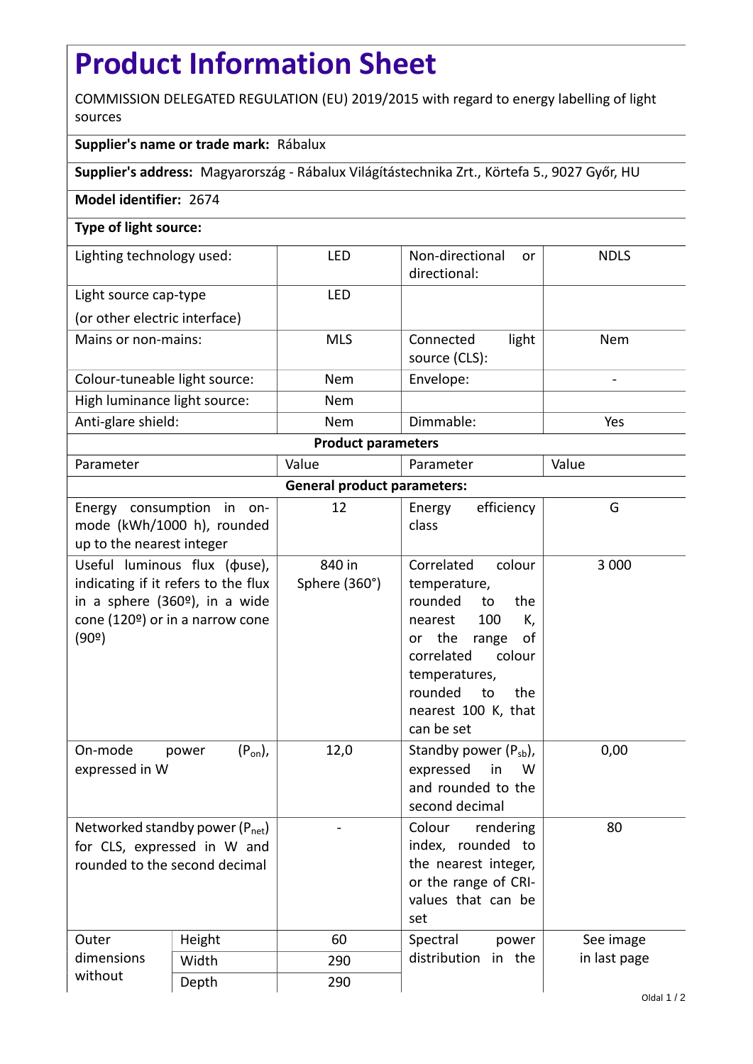# Product Information Sheet

COMMISSION DELEGATED REGULATION (EU) 2019/2015 with regard to energy labelling of light sources

**Supplier's name or trade mark:** Rábalux

**Supplier's address:** Magyarország - Rábalux Világítástechnika Zrt., Körtefa 5., 9027 Győr, HU

**Model identifier:** 2674

**Type of light source:**

| Lighting technology used: | | LED | Non-directional or directional: | NDLS |
|---|---|---|---|---|
| Light source cap-type (or other electric interface) | | LED | | |
| Mains or non-mains: | | MLS | Connected light source (CLS): | Nem |
| Colour-tuneable light source: | | Nem | Envelope: | - |
| High luminance light source: | | Nem | | |
| Anti-glare shield: | | Nem | Dimmable: | Yes |
| **Product parameters** | | | | |
| Parameter | | Value | Parameter | Value |
| **General product parameters:** | | | | |
| Energy consumption in on-mode (kWh/1000 h), rounded up to the nearest integer | | 12 | Energy efficiency class | G |
| Useful luminous flux (ϕuse), indicating if it refers to the flux in a sphere (360º), in a wide cone (120º) or in a narrow cone (90º) | | 840 in Sphere (360°) | Correlated colour temperature, rounded to the nearest 100 K, or the range of correlated colour temperatures, rounded to the nearest 100 K, that can be set | 3 000 |
| On-mode power ($P_{on}$), expressed in W | | 12,0 | Standby power ($P_{sb}$), expressed in W and rounded to the second decimal | 0,00 |
| Networked standby power ($P_{net}$) for CLS, expressed in W and rounded to the second decimal | | - | Colour rendering index, rounded to the nearest integer, or the range of CRI-values that can be set | 80 |
| Outer dimensions without | Height | 60 | Spectral power distribution in the | See image in last page |
| | Width | 290 | | |
| | Depth | 290 | | |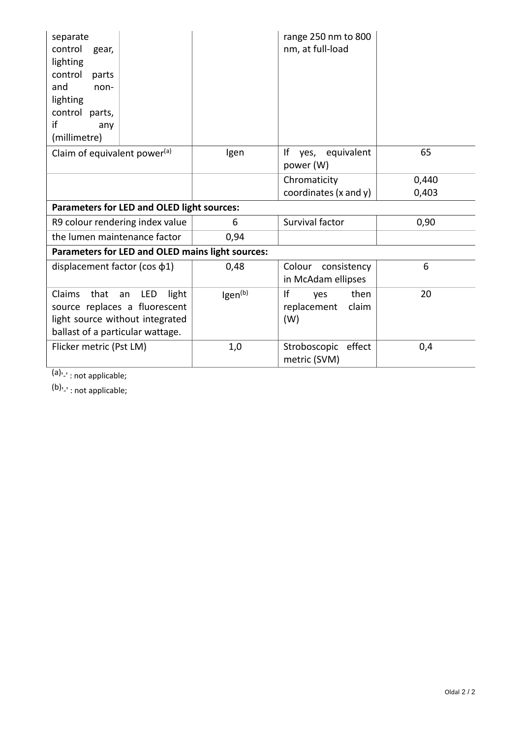| | | | |
|---|---|---|---|
| separate control gear, lighting control parts and non-lighting control parts, if any (millimetre) | | range 250 nm to 800 nm, at full-load | |
| Claim of equivalent power[(a)] | Igen | If yes, equivalent power (W) | 65 |
| | | Chromaticity coordinates (x and y) | 0,440<br>0,403 |
| **Parameters for LED and OLED light sources:** | | | |
| R9 colour rendering index value | 6 | Survival factor | 0,90 |
| the lumen maintenance factor | 0,94 | | |
| **Parameters for LED and OLED mains light sources:** | | | |
| displacement factor (cos ϕ1) | 0,48 | Colour consistency in McAdam ellipses | 6 |
| Claims that an LED light source replaces a fluorescent light source without integrated ballast of a particular wattage. | Igen[(b)] | If yes then replacement claim (W) | 20 |
| Flicker metric (Pst LM) | 1,0 | Stroboscopic effect metric (SVM) | 0,4 |

(a)'-' : not applicable;

(b)'-' : not applicable;